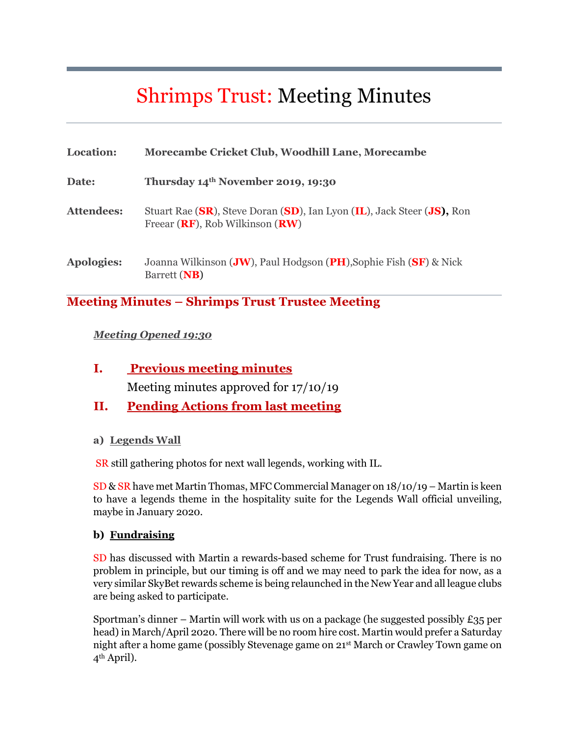# Shrimps Trust: Meeting Minutes

| | |
|---|---|
| **Location:** | **Morecambe Cricket Club, Woodhill Lane, Morecambe** |
| **Date:** | **Thursday 14th November 2019, 19:30** |
| **Attendees:** | Stuart Rae (**SR**), Steve Doran (**SD**), Ian Lyon (**IL**), Jack Steer (**JS**), Ron Freear (**RF**), Rob Wilkinson (**RW**) |
| **Apologies:** | Joanna Wilkinson (**JW**), Paul Hodgson (**PH**),Sophie Fish (**SF**) & Nick Barrett (**NB**) |

## Meeting Minutes – Shrimps Trust Trustee Meeting

***Meeting Opened 19:30***

### I. Previous meeting minutes

Meeting minutes approved for 17/10/19

### II. Pending Actions from last meeting

#### a) Legends Wall

SR still gathering photos for next wall legends, working with IL.

SD & SR have met Martin Thomas, MFC Commercial Manager on 18/10/19 – Martin is keen to have a legends theme in the hospitality suite for the Legends Wall official unveiling, maybe in January 2020.

#### b) Fundraising

SD has discussed with Martin a rewards-based scheme for Trust fundraising. There is no problem in principle, but our timing is off and we may need to park the idea for now, as a very similar SkyBet rewards scheme is being relaunched in the New Year and all league clubs are being asked to participate.

Sportman's dinner – Martin will work with us on a package (he suggested possibly £35 per head) in March/April 2020. There will be no room hire cost. Martin would prefer a Saturday night after a home game (possibly Stevenage game on 21st March or Crawley Town game on 4th April).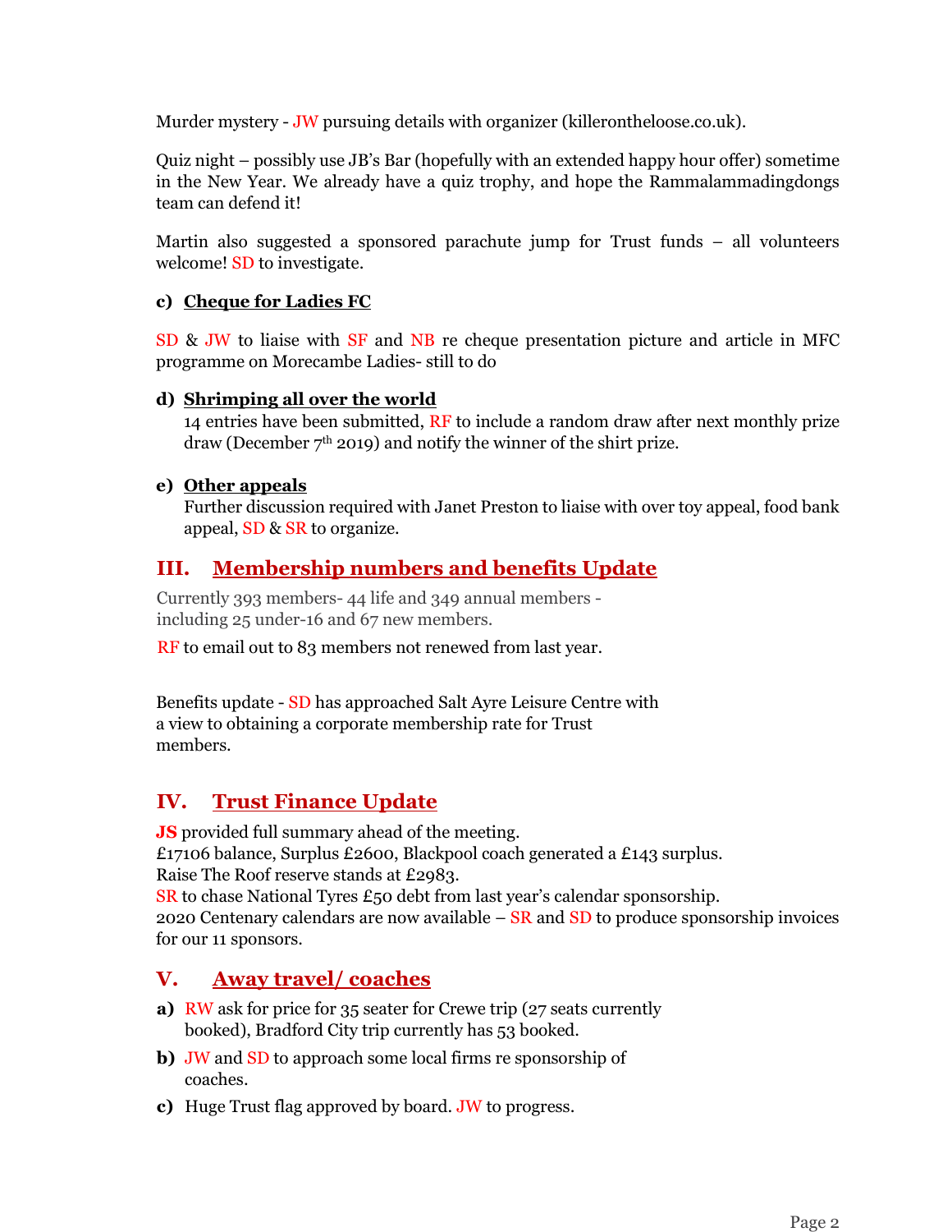Murder mystery - JW pursuing details with organizer (killerontheloose.co.uk).

Quiz night – possibly use JB's Bar (hopefully with an extended happy hour offer) sometime in the New Year. We already have a quiz trophy, and hope the Rammalammadingdongs team can defend it!

Martin also suggested a sponsored parachute jump for Trust funds – all volunteers welcome! SD to investigate.

**c) Cheque for Ladies FC**

SD & JW to liaise with SF and NB re cheque presentation picture and article in MFC programme on Morecambe Ladies- still to do

**d) Shrimping all over the world**

14 entries have been submitted, RF to include a random draw after next monthly prize draw (December 7th 2019) and notify the winner of the shirt prize.

**e) Other appeals**

Further discussion required with Janet Preston to liaise with over toy appeal, food bank appeal, SD & SR to organize.

## III. Membership numbers and benefits Update

Currently 393 members- 44 life and 349 annual members - including 25 under-16 and 67 new members.

RF to email out to 83 members not renewed from last year.

Benefits update - SD has approached Salt Ayre Leisure Centre with a view to obtaining a corporate membership rate for Trust members.

## IV. Trust Finance Update

**JS** provided full summary ahead of the meeting.
£17106 balance, Surplus £2600, Blackpool coach generated a £143 surplus.
Raise The Roof reserve stands at £2983.
SR to chase National Tyres £50 debt from last year's calendar sponsorship.
2020 Centenary calendars are now available – SR and SD to produce sponsorship invoices for our 11 sponsors.

## V. Away travel/ coaches

**a)** RW ask for price for 35 seater for Crewe trip (27 seats currently booked), Bradford City trip currently has 53 booked.

**b)** JW and SD to approach some local firms re sponsorship of coaches.

**c)** Huge Trust flag approved by board. JW to progress.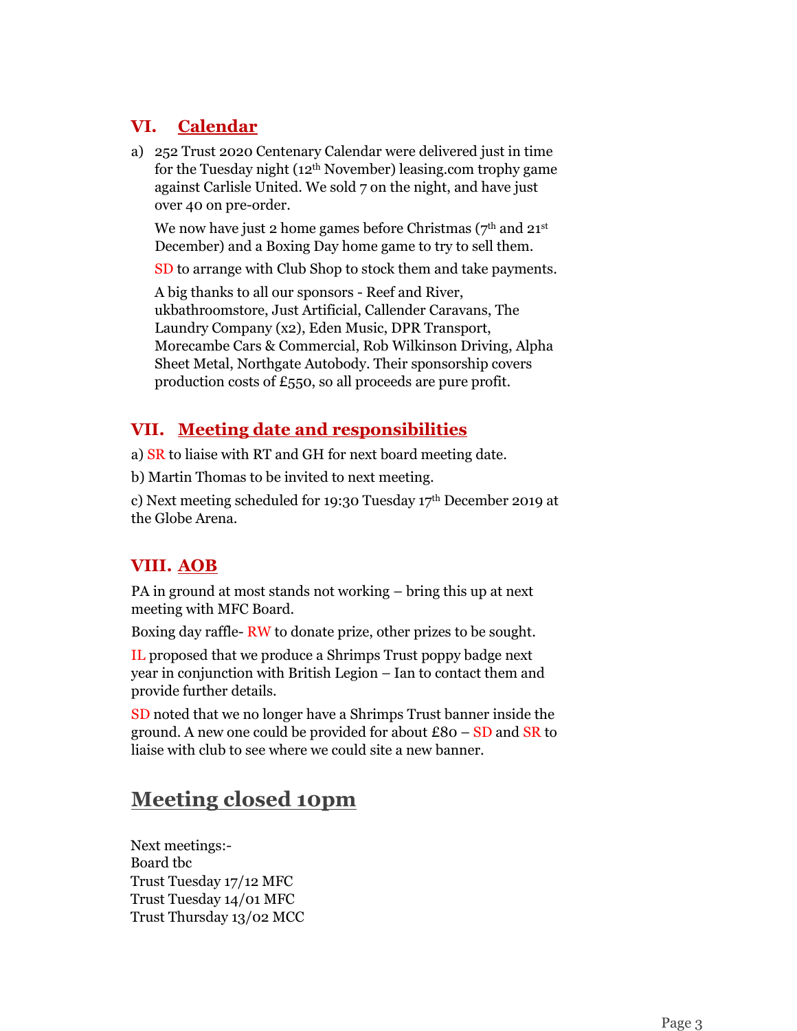## VI. Calendar

a) 252 Trust 2020 Centenary Calendar were delivered just in time for the Tuesday night (12th November) leasing.com trophy game against Carlisle United. We sold 7 on the night, and have just over 40 on pre-order.

We now have just 2 home games before Christmas (7th and 21st December) and a Boxing Day home game to try to sell them.

SD to arrange with Club Shop to stock them and take payments.

A big thanks to all our sponsors - Reef and River, ukbathroomstore, Just Artificial, Callender Caravans, The Laundry Company (x2), Eden Music, DPR Transport, Morecambe Cars & Commercial, Rob Wilkinson Driving, Alpha Sheet Metal, Northgate Autobody. Their sponsorship covers production costs of £550, so all proceeds are pure profit.

## VII. Meeting date and responsibilities

a) SR to liaise with RT and GH for next board meeting date.

b) Martin Thomas to be invited to next meeting.

c) Next meeting scheduled for 19:30 Tuesday 17th December 2019 at the Globe Arena.

## VIII. AOB

PA in ground at most stands not working – bring this up at next meeting with MFC Board.

Boxing day raffle- RW to donate prize, other prizes to be sought.

IL proposed that we produce a Shrimps Trust poppy badge next year in conjunction with British Legion – Ian to contact them and provide further details.

SD noted that we no longer have a Shrimps Trust banner inside the ground. A new one could be provided for about £80 – SD and SR to liaise with club to see where we could site a new banner.

# Meeting closed 10pm

Next meetings:-
Board tbc
Trust Tuesday 17/12 MFC
Trust Tuesday 14/01 MFC
Trust Thursday 13/02 MCC